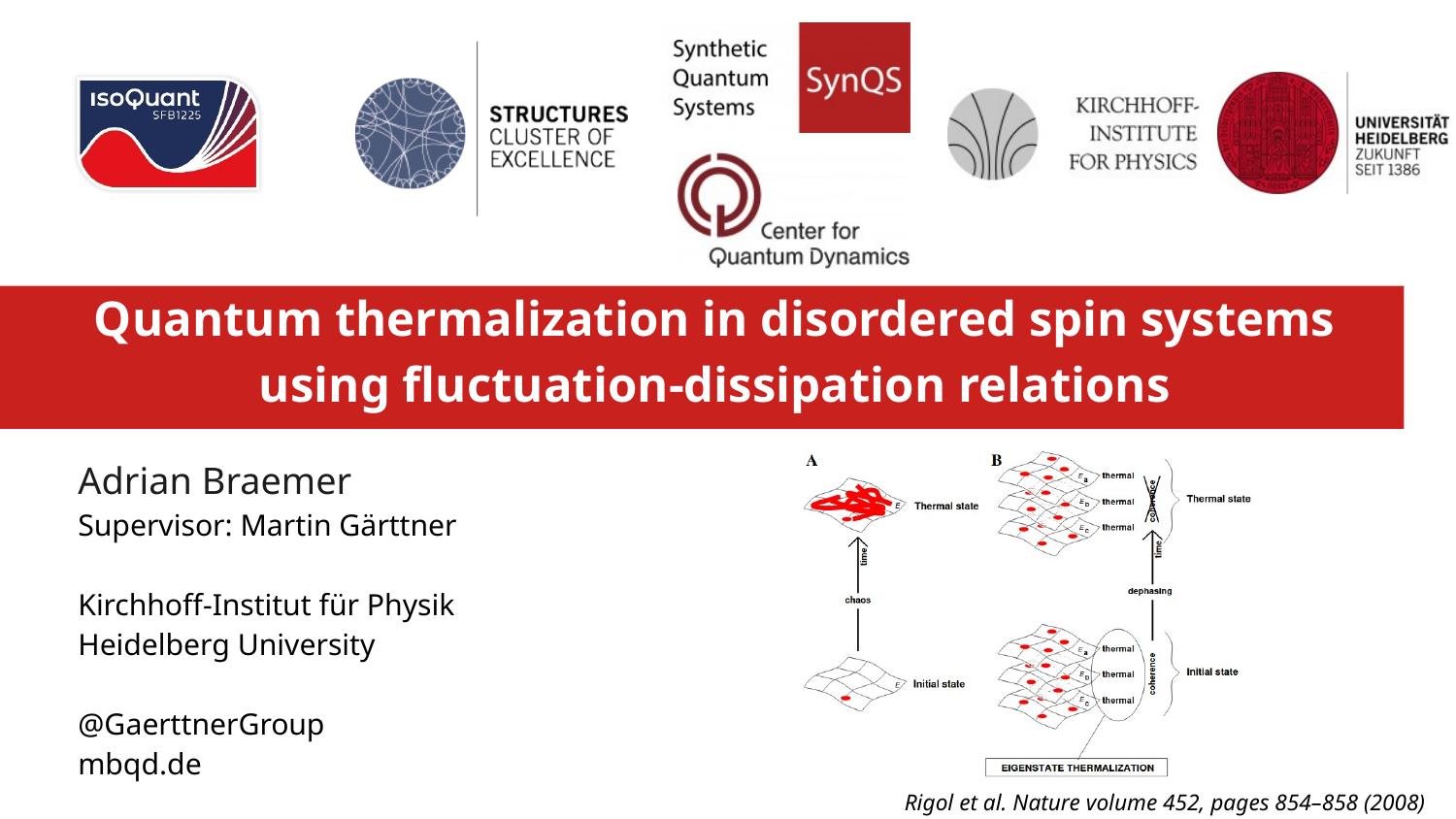# Quantum thermalization in disordered spin systems using fluctuation-dissipation relations

Adrian Braemer
Supervisor: Martin Gärttner

Kirchhoff-Institut für Physik
Heidelberg University

@GaerttnerGroup
mbqd.de

*Rigol et al. Nature volume 452, pages 854–858 (2008)*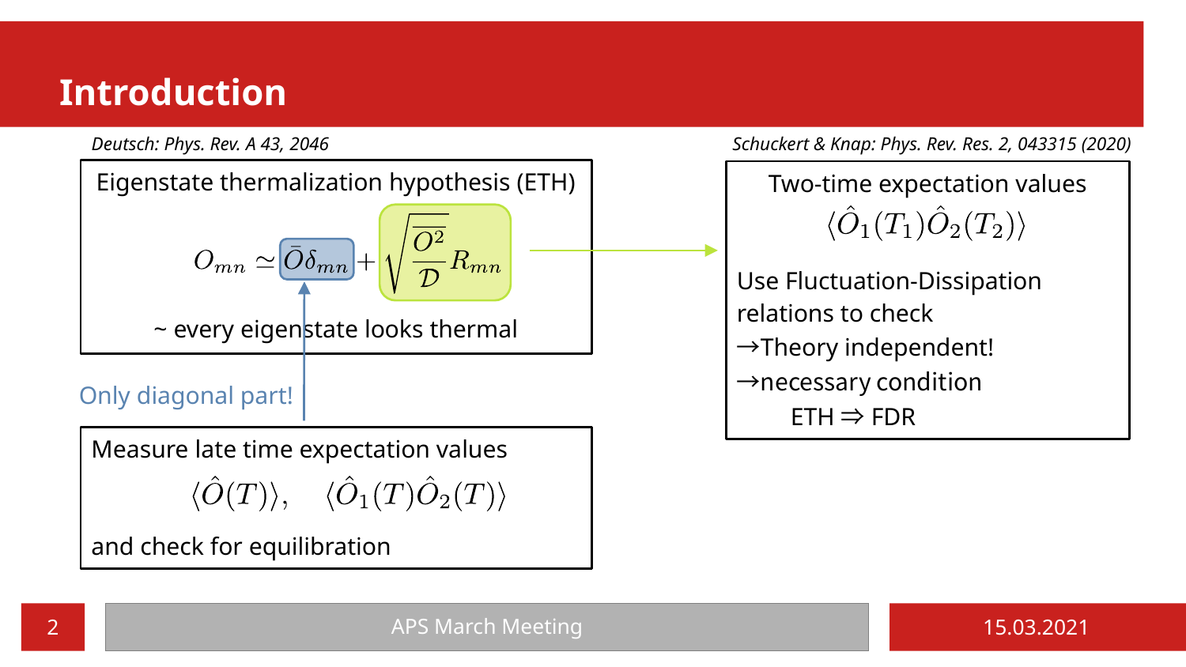# Introduction

*Deutsch: Phys. Rev. A 43, 2046*

Eigenstate thermalization hypothesis (ETH)

$$O_{mn} \simeq \bar{O}\delta_{mn} + \sqrt{\frac{\overline{O^2}}{\mathcal{D}}} R_{mn}$$

~ every eigenstate looks thermal

Only diagonal part!

Measure late time expectation values

$$\langle \hat{O}(T) \rangle, \quad \langle \hat{O}_1(T)\hat{O}_2(T) \rangle$$

and check for equilibration

*Schuckert & Knap: Phys. Rev. Res. 2, 043315 (2020)*

Two-time expectation values

$$\langle \hat{O}_1(T_1)\hat{O}_2(T_2) \rangle$$

Use Fluctuation-Dissipation relations to check

→Theory independent!

→necessary condition

ETH ⇒ FDR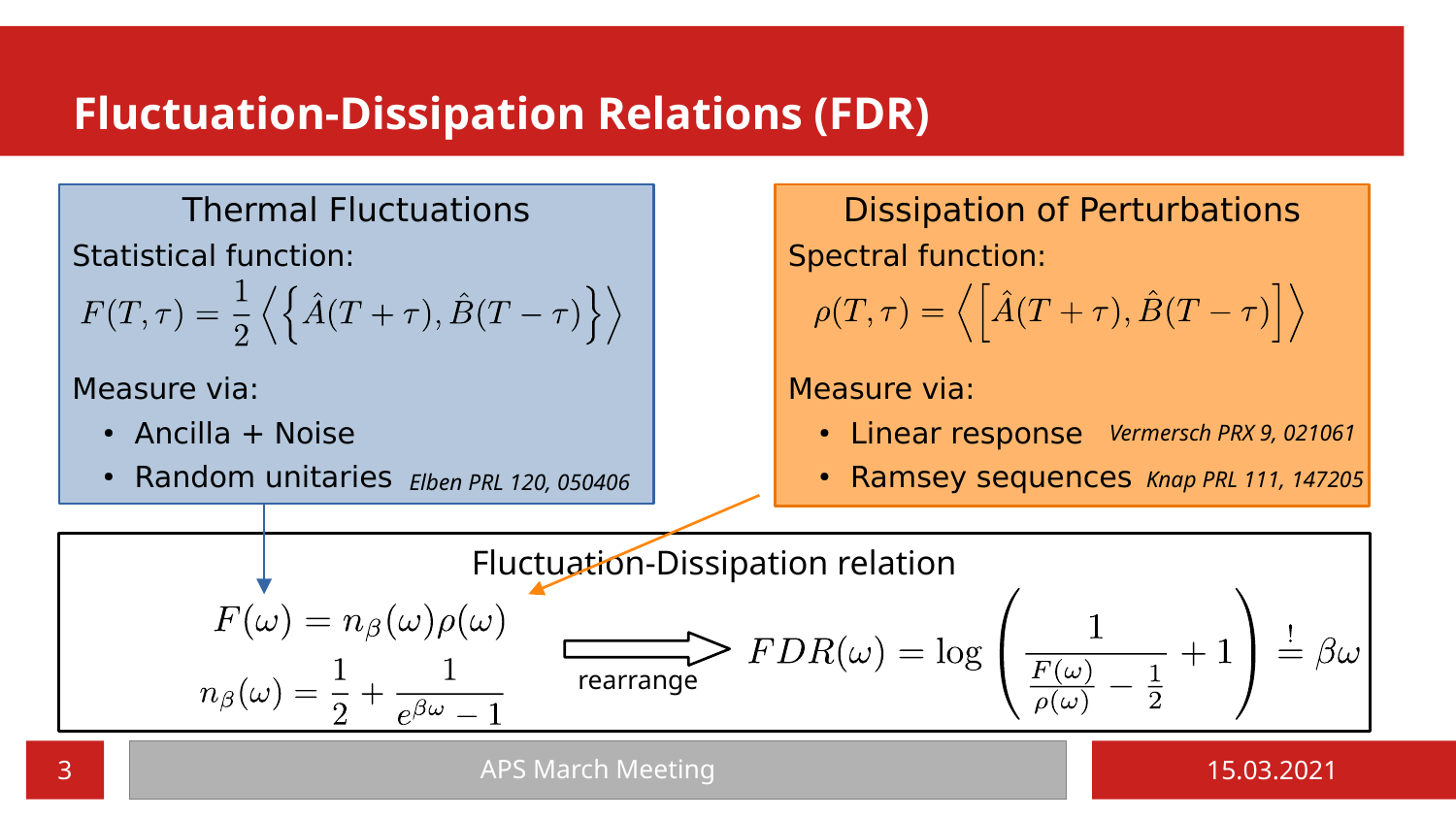# Fluctuation-Dissipation Relations (FDR)

## Thermal Fluctuations

Statistical function:

$$F(T,\tau) = \frac{1}{2}\left\langle\left\{\hat{A}(T+\tau),\hat{B}(T-\tau)\right\}\right\rangle$$

Measure via:

- Ancilla + Noise
- Random unitaries *Elben PRL 120, 050406*

## Dissipation of Perturbations

Spectral function:

$$\rho(T,\tau) = \left\langle\left[\hat{A}(T+\tau),\hat{B}(T-\tau)\right]\right\rangle$$

Measure via:

- Linear response *Vermersch PRX 9, 021061*
- Ramsey sequences *Knap PRL 111, 147205*

## Fluctuation-Dissipation relation

$$F(\omega) = n_\beta(\omega)\rho(\omega)$$

$$n_\beta(\omega) = \frac{1}{2} + \frac{1}{e^{\beta\omega}-1}$$

rearrange

$$FDR(\omega) = \log\left(\frac{1}{\frac{F(\omega)}{\rho(\omega)} - \frac{1}{2}} + 1\right) \stackrel{!}{=} \beta\omega$$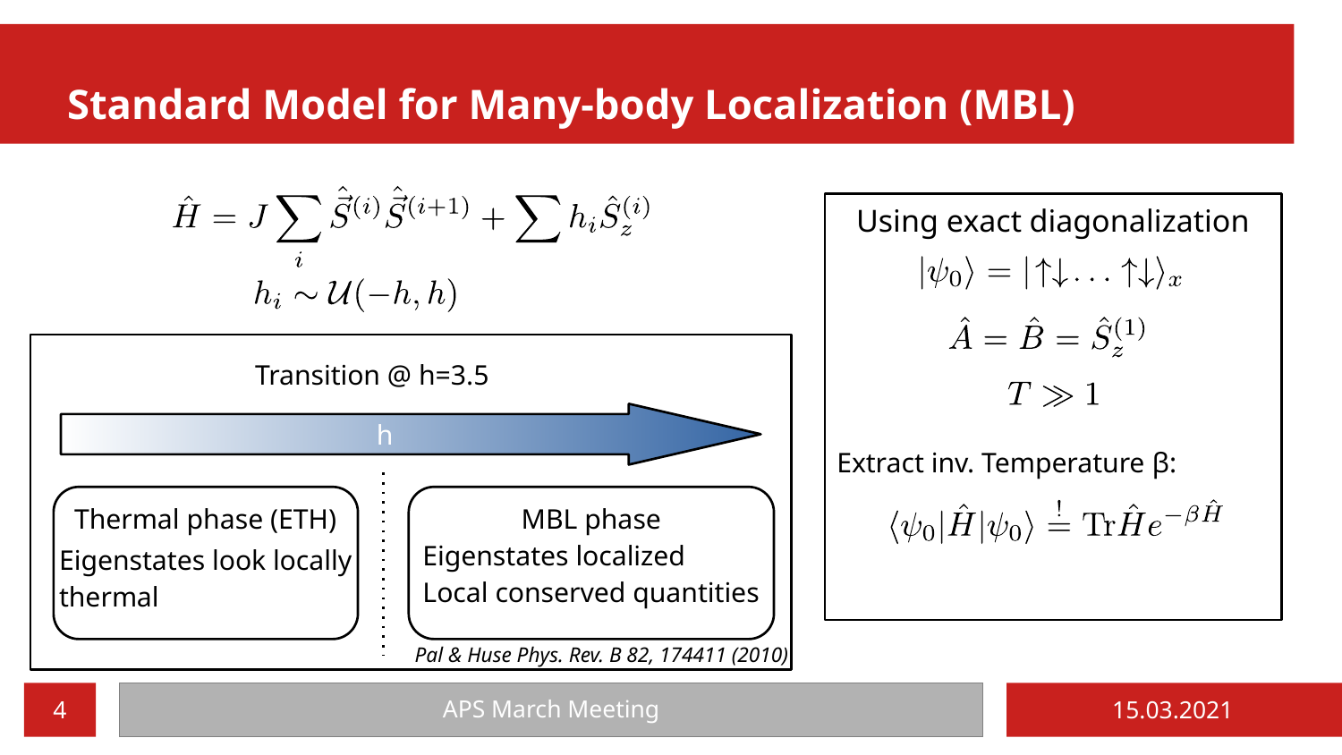# Standard Model for Many-body Localization (MBL)

$$\hat{H} = J\sum_i \hat{\vec{S}}^{(i)}\hat{\vec{S}}^{(i+1)} + \sum h_i \hat{S}_z^{(i)}$$

$$h_i \sim \mathcal{U}(-h,h)$$

Transition @ h=3.5

h

**Thermal phase (ETH)**
Eigenstates look locally thermal

**MBL phase**
Eigenstates localized
Local conserved quantities

*Pal & Huse Phys. Rev. B 82, 174411 (2010)*

Using exact diagonalization

$$|\psi_0\rangle = |\uparrow\downarrow\ldots\uparrow\downarrow\rangle_x$$

$$\hat{A} = \hat{B} = \hat{S}_z^{(1)}$$

$$T \gg 1$$

Extract inv. Temperature β:

$$\langle\psi_0|\hat{H}|\psi_0\rangle \stackrel{!}{=} \mathrm{Tr}\hat{H}e^{-\beta\hat{H}}$$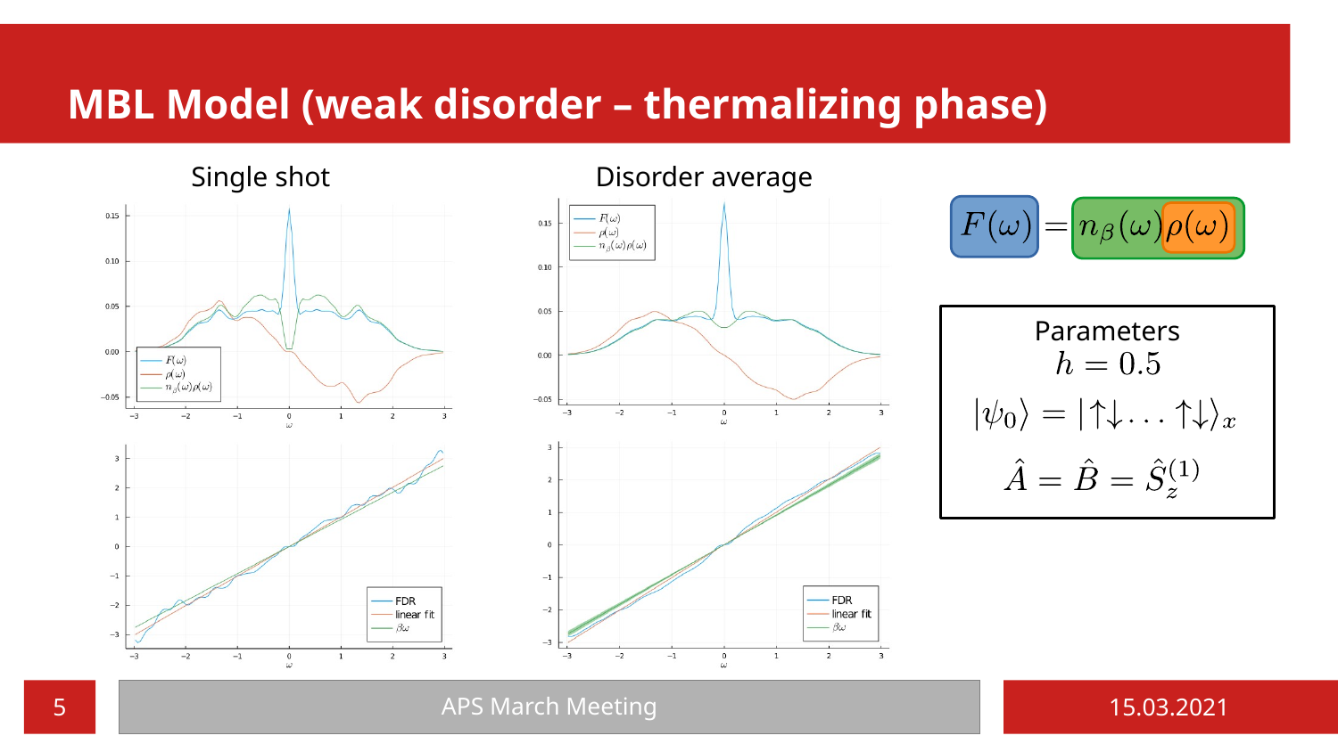# MBL Model (weak disorder – thermalizing phase)

Single shot

Disorder average

$$F(\omega) = n_\beta(\omega)\rho(\omega)$$

Parameters

$h = 0.5$

$|\psi_0\rangle = |\uparrow\downarrow\ldots\uparrow\downarrow\rangle_x$

$\hat{A} = \hat{B} = \hat{S}_z^{(1)}$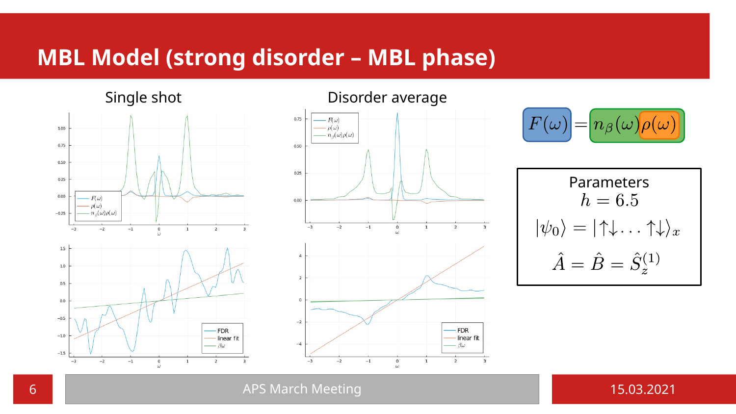# MBL Model (strong disorder – MBL phase)

Single shot

Disorder average

$$F(\omega) = n_\beta(\omega)\rho(\omega)$$

Parameters

$$h = 6.5$$

$$|\psi_0\rangle = |\uparrow\downarrow\ldots\uparrow\downarrow\rangle_x$$

$$\hat{A} = \hat{B} = \hat{S}_z^{(1)}$$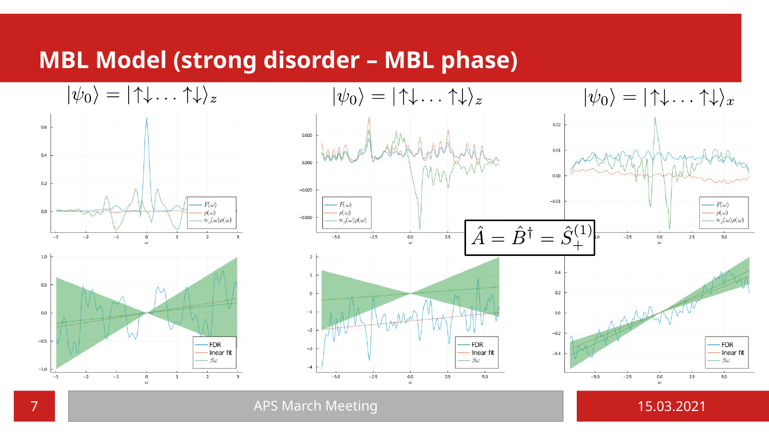# MBL Model (strong disorder – MBL phase)

$|\psi_0\rangle = |\uparrow\downarrow \dots \uparrow\downarrow\rangle_z$

$|\psi_0\rangle = |\uparrow\downarrow \dots \uparrow\downarrow\rangle_z$

$|\psi_0\rangle = |\uparrow\downarrow \dots \uparrow\downarrow\rangle_x$

$\hat{A} = \hat{B}^\dagger = \hat{S}_+^{(1)}$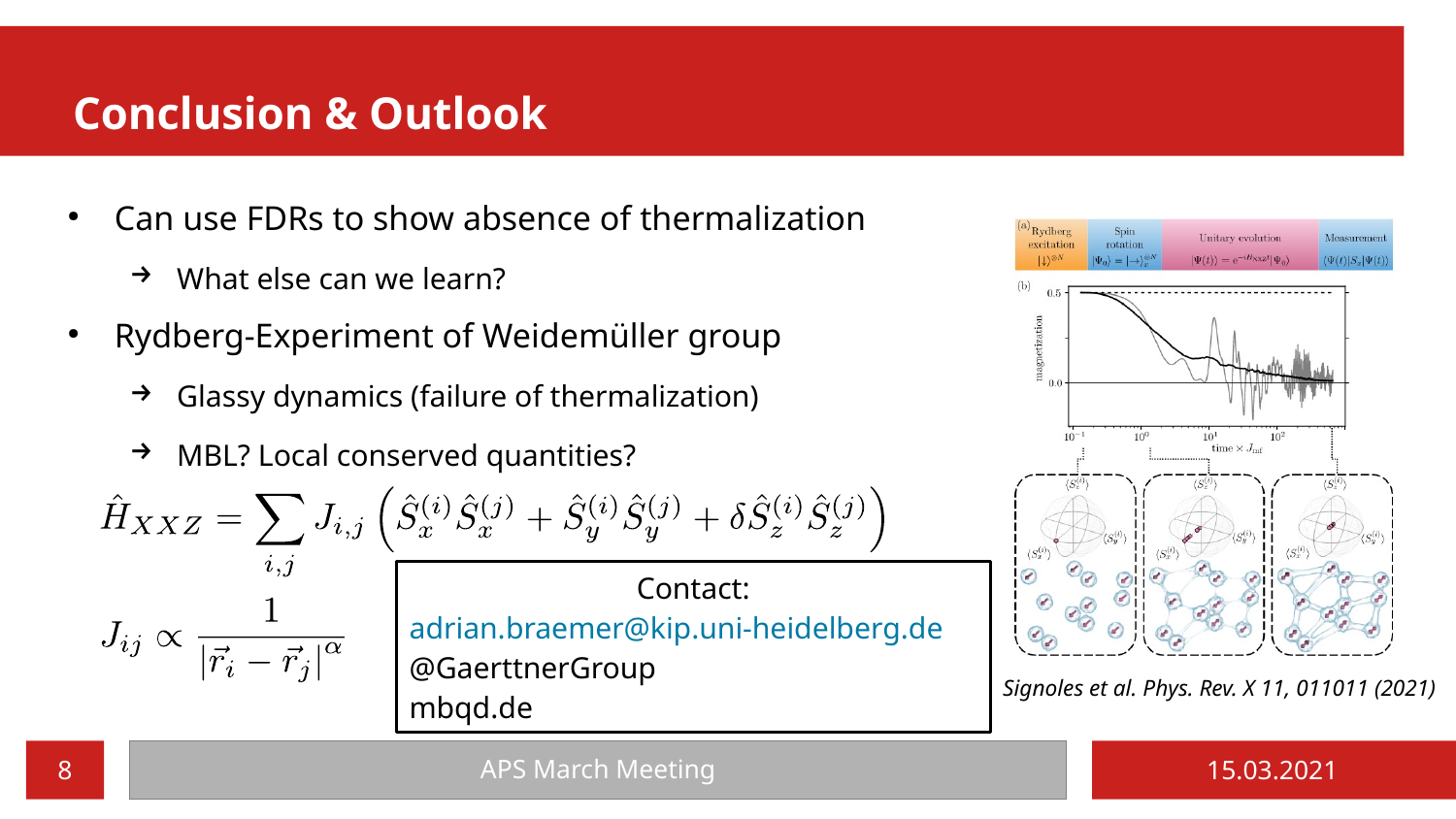# Conclusion & Outlook

- Can use FDRs to show absence of thermalization
  - → What else can we learn?
- Rydberg-Experiment of Weidemüller group
  - → Glassy dynamics (failure of thermalization)
  - → MBL? Local conserved quantities?

$$\hat{H}_{XXZ} = \sum_{i,j} J_{i,j} \left( \hat{S}_x^{(i)} \hat{S}_x^{(j)} + \hat{S}_y^{(i)} \hat{S}_y^{(j)} + \delta \hat{S}_z^{(i)} \hat{S}_z^{(j)} \right)$$

$$J_{ij} \propto \frac{1}{|\vec{r}_i - \vec{r}_j|^{\alpha}}$$

Contact:
adrian.braemer@kip.uni-heidelberg.de
@GaerttnerGroup
mbqd.de

(a) Rydberg excitation $|\downarrow\rangle^{\otimes N}$ | Spin rotation $|\Psi_0\rangle = |\rightarrow\rangle_x^{\otimes N}$ | Unitary evolution $|\Psi(t)\rangle = e^{-iH_{XXZ}t}|\Psi_0\rangle$ | Measurement $\langle\Psi(t)|S_x|\Psi(t)\rangle$

(b)
magnetization
0.5
0.0
$10^{-1}$
$10^{0}$
$10^{1}$
$10^{2}$
time × $J_{\text{inf}}$

*Signoles et al. Phys. Rev. X 11, 011011 (2021)*